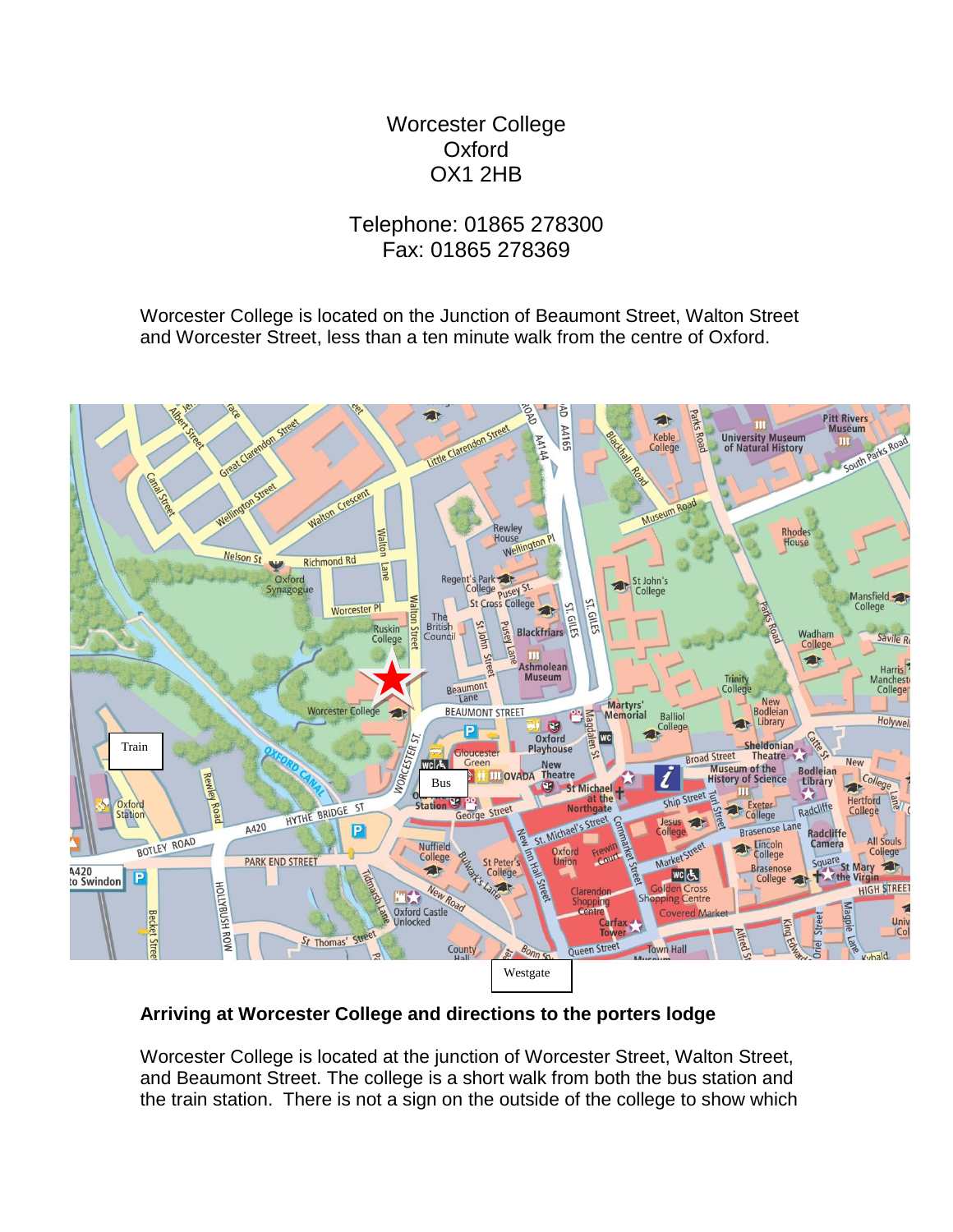Worcester College
Oxford
OX1 2HB

Telephone: 01865 278300
Fax: 01865 278369

Worcester College is located on the Junction of Beaumont Street, Walton Street and Worcester Street, less than a ten minute walk from the centre of Oxford.

**Arriving at Worcester College and directions to the porters lodge**

Worcester College is located at the junction of Worcester Street, Walton Street, and Beaumont Street. The college is a short walk from both the bus station and the train station. There is not a sign on the outside of the college to show which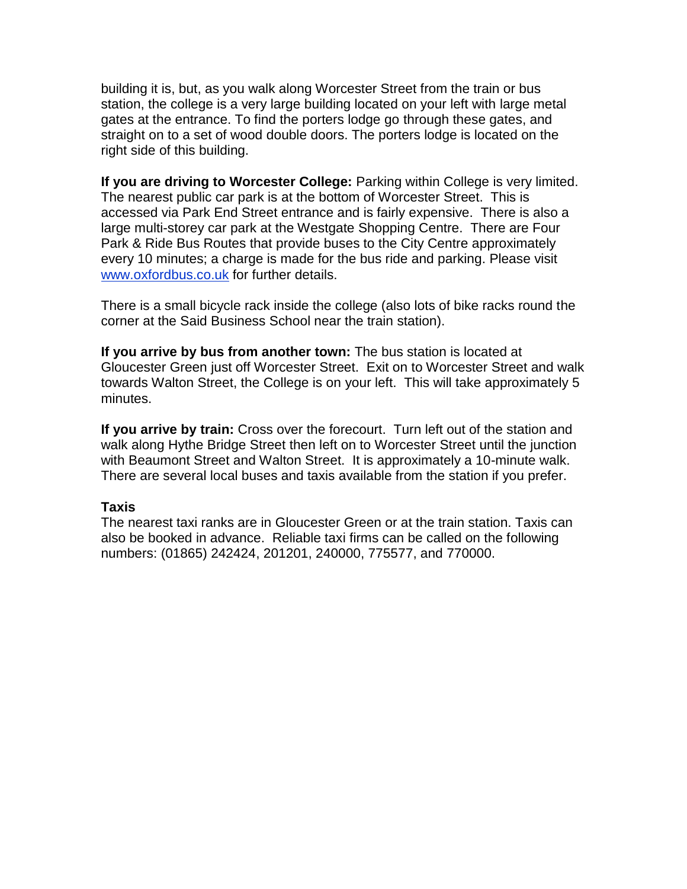building it is, but, as you walk along Worcester Street from the train or bus station, the college is a very large building located on your left with large metal gates at the entrance. To find the porters lodge go through these gates, and straight on to a set of wood double doors. The porters lodge is located on the right side of this building.

**If you are driving to Worcester College:** Parking within College is very limited. The nearest public car park is at the bottom of Worcester Street. This is accessed via Park End Street entrance and is fairly expensive. There is also a large multi-storey car park at the Westgate Shopping Centre. There are Four Park & Ride Bus Routes that provide buses to the City Centre approximately every 10 minutes; a charge is made for the bus ride and parking. Please visit [www.oxfordbus.co.uk](http://www.oxfordbus.co.uk) for further details.

There is a small bicycle rack inside the college (also lots of bike racks round the corner at the Said Business School near the train station).

**If you arrive by bus from another town:** The bus station is located at Gloucester Green just off Worcester Street. Exit on to Worcester Street and walk towards Walton Street, the College is on your left. This will take approximately 5 minutes.

**If you arrive by train:** Cross over the forecourt. Turn left out of the station and walk along Hythe Bridge Street then left on to Worcester Street until the junction with Beaumont Street and Walton Street. It is approximately a 10-minute walk. There are several local buses and taxis available from the station if you prefer.

**Taxis**

The nearest taxi ranks are in Gloucester Green or at the train station. Taxis can also be booked in advance. Reliable taxi firms can be called on the following numbers: (01865) 242424, 201201, 240000, 775577, and 770000.